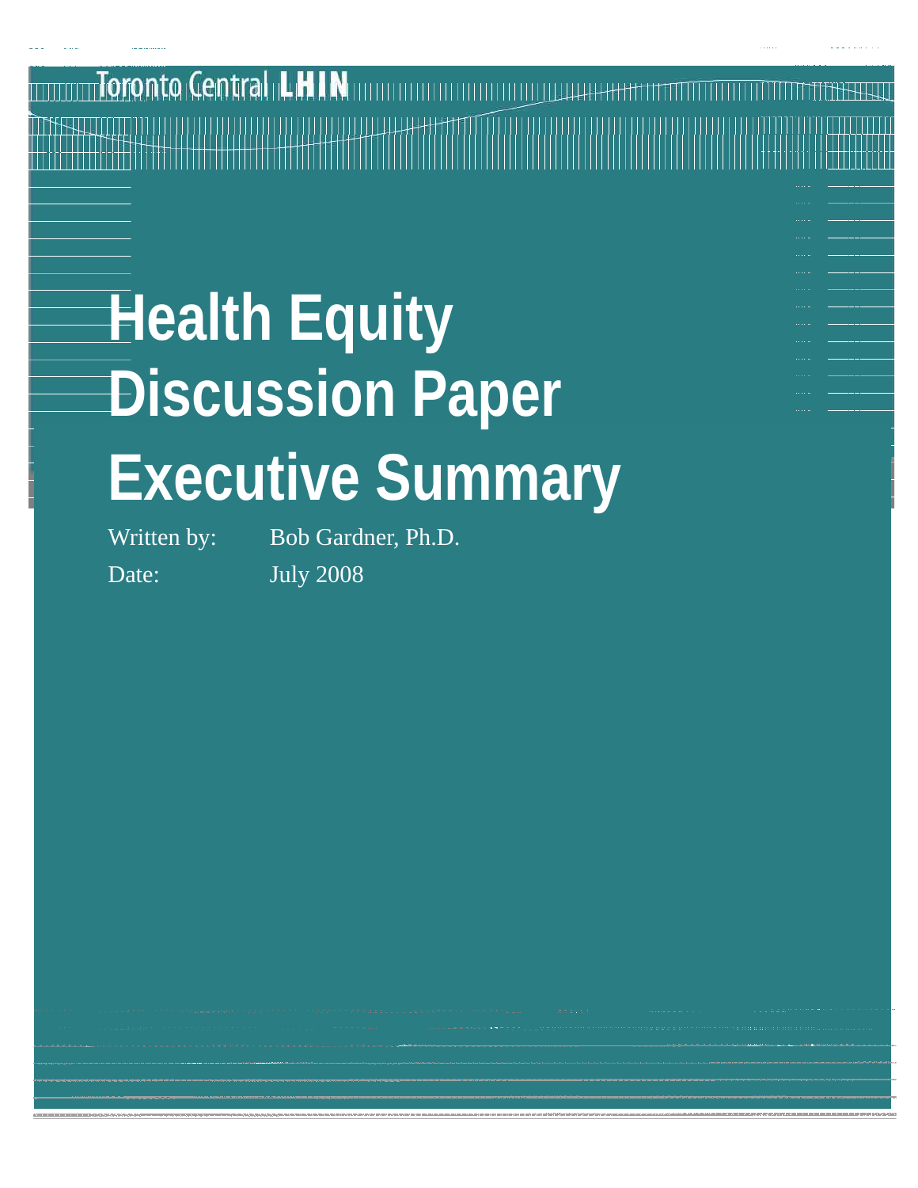Toronto Central LHIN

# Health Equity Discussion Paper Executive Summary

Written by: Bob Gardner, Ph.D.

Date: July 2008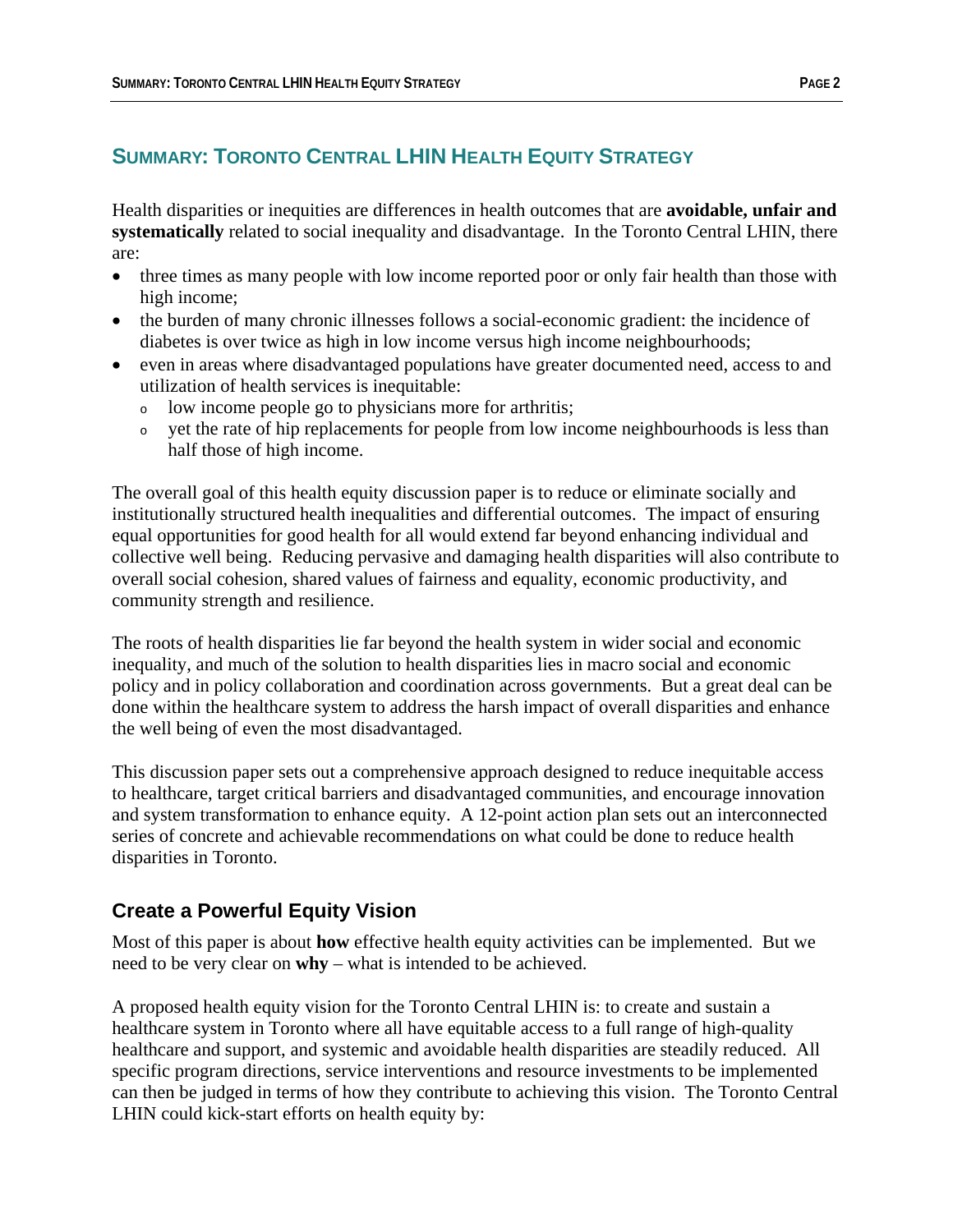## SUMMARY: TORONTO CENTRAL LHIN HEALTH EQUITY STRATEGY

Health disparities or inequities are differences in health outcomes that are **avoidable, unfair and systematically** related to social inequality and disadvantage. In the Toronto Central LHIN, there are:

- three times as many people with low income reported poor or only fair health than those with high income;
- the burden of many chronic illnesses follows a social-economic gradient: the incidence of diabetes is over twice as high in low income versus high income neighbourhoods;
- even in areas where disadvantaged populations have greater documented need, access to and utilization of health services is inequitable:
  - low income people go to physicians more for arthritis;
  - yet the rate of hip replacements for people from low income neighbourhoods is less than half those of high income.

The overall goal of this health equity discussion paper is to reduce or eliminate socially and institutionally structured health inequalities and differential outcomes. The impact of ensuring equal opportunities for good health for all would extend far beyond enhancing individual and collective well being. Reducing pervasive and damaging health disparities will also contribute to overall social cohesion, shared values of fairness and equality, economic productivity, and community strength and resilience.

The roots of health disparities lie far beyond the health system in wider social and economic inequality, and much of the solution to health disparities lies in macro social and economic policy and in policy collaboration and coordination across governments. But a great deal can be done within the healthcare system to address the harsh impact of overall disparities and enhance the well being of even the most disadvantaged.

This discussion paper sets out a comprehensive approach designed to reduce inequitable access to healthcare, target critical barriers and disadvantaged communities, and encourage innovation and system transformation to enhance equity. A 12-point action plan sets out an interconnected series of concrete and achievable recommendations on what could be done to reduce health disparities in Toronto.

### Create a Powerful Equity Vision

Most of this paper is about **how** effective health equity activities can be implemented. But we need to be very clear on **why** – what is intended to be achieved.

A proposed health equity vision for the Toronto Central LHIN is: to create and sustain a healthcare system in Toronto where all have equitable access to a full range of high-quality healthcare and support, and systemic and avoidable health disparities are steadily reduced. All specific program directions, service interventions and resource investments to be implemented can then be judged in terms of how they contribute to achieving this vision. The Toronto Central LHIN could kick-start efforts on health equity by: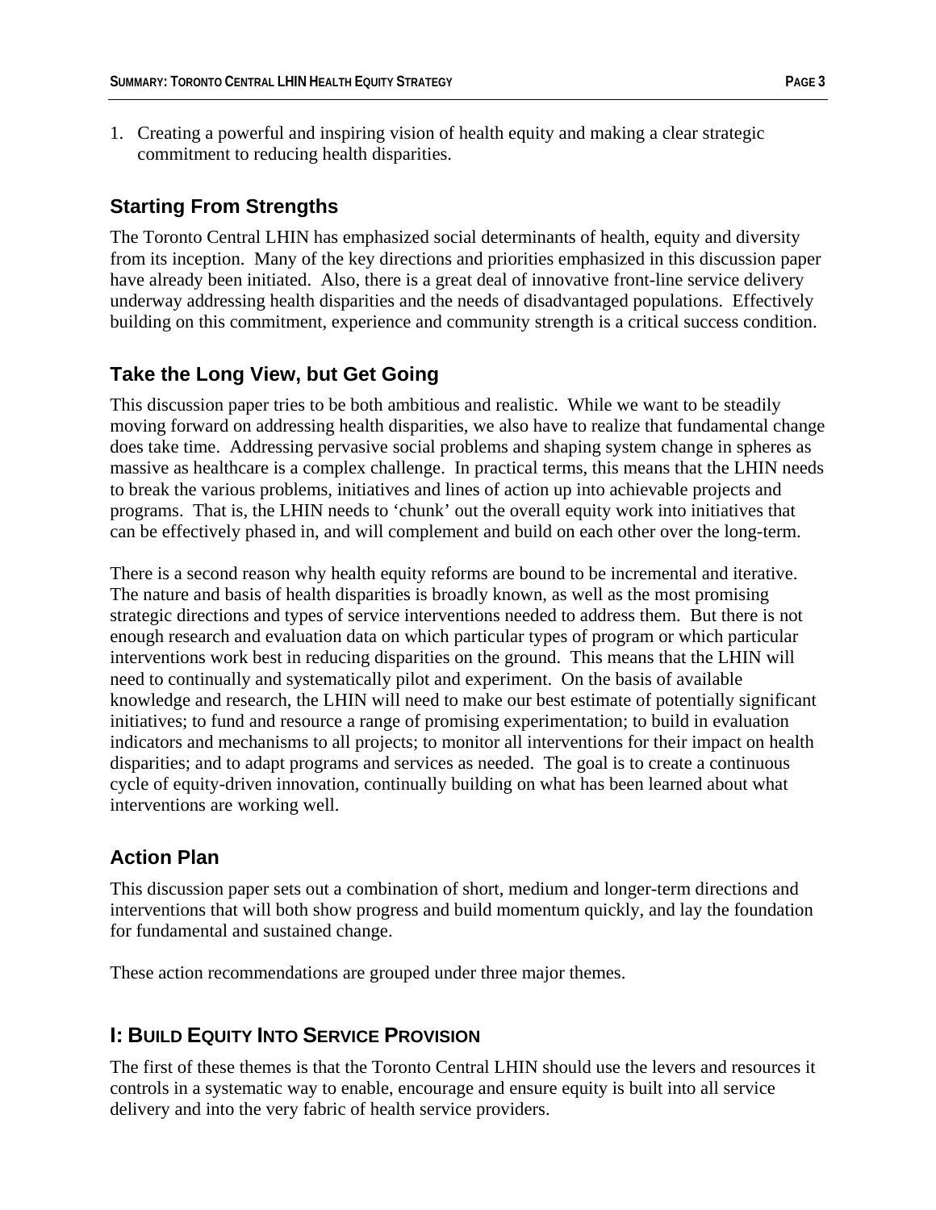1. Creating a powerful and inspiring vision of health equity and making a clear strategic commitment to reducing health disparities.

## Starting From Strengths

The Toronto Central LHIN has emphasized social determinants of health, equity and diversity from its inception. Many of the key directions and priorities emphasized in this discussion paper have already been initiated. Also, there is a great deal of innovative front-line service delivery underway addressing health disparities and the needs of disadvantaged populations. Effectively building on this commitment, experience and community strength is a critical success condition.

## Take the Long View, but Get Going

This discussion paper tries to be both ambitious and realistic. While we want to be steadily moving forward on addressing health disparities, we also have to realize that fundamental change does take time. Addressing pervasive social problems and shaping system change in spheres as massive as healthcare is a complex challenge. In practical terms, this means that the LHIN needs to break the various problems, initiatives and lines of action up into achievable projects and programs. That is, the LHIN needs to 'chunk' out the overall equity work into initiatives that can be effectively phased in, and will complement and build on each other over the long-term.

There is a second reason why health equity reforms are bound to be incremental and iterative. The nature and basis of health disparities is broadly known, as well as the most promising strategic directions and types of service interventions needed to address them. But there is not enough research and evaluation data on which particular types of program or which particular interventions work best in reducing disparities on the ground. This means that the LHIN will need to continually and systematically pilot and experiment. On the basis of available knowledge and research, the LHIN will need to make our best estimate of potentially significant initiatives; to fund and resource a range of promising experimentation; to build in evaluation indicators and mechanisms to all projects; to monitor all interventions for their impact on health disparities; and to adapt programs and services as needed. The goal is to create a continuous cycle of equity-driven innovation, continually building on what has been learned about what interventions are working well.

## Action Plan

This discussion paper sets out a combination of short, medium and longer-term directions and interventions that will both show progress and build momentum quickly, and lay the foundation for fundamental and sustained change.

These action recommendations are grouped under three major themes.

## I: Build Equity Into Service Provision

The first of these themes is that the Toronto Central LHIN should use the levers and resources it controls in a systematic way to enable, encourage and ensure equity is built into all service delivery and into the very fabric of health service providers.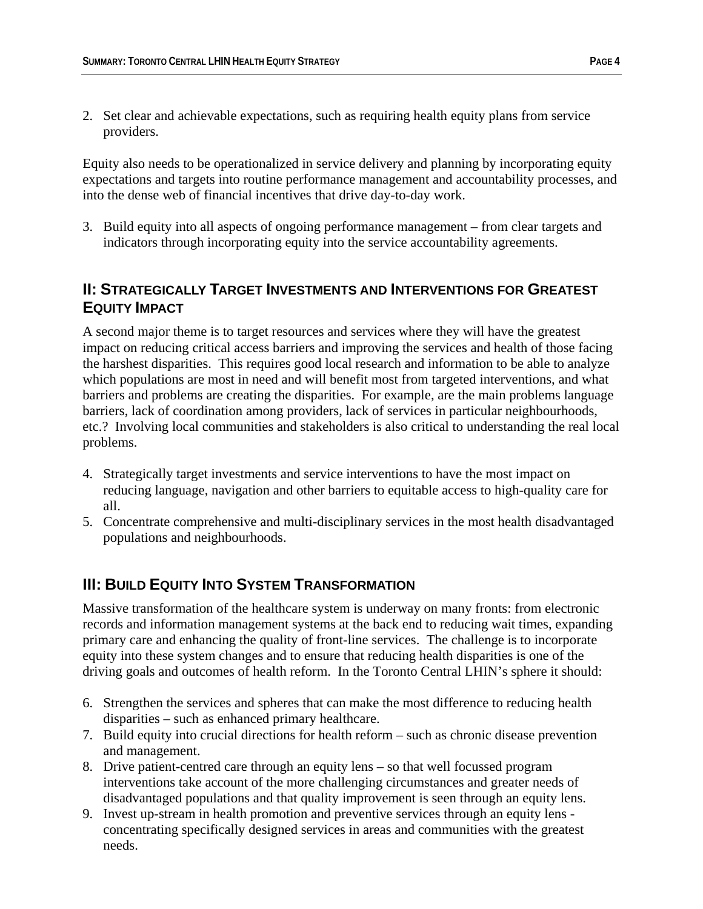2. Set clear and achievable expectations, such as requiring health equity plans from service providers.

Equity also needs to be operationalized in service delivery and planning by incorporating equity expectations and targets into routine performance management and accountability processes, and into the dense web of financial incentives that drive day-to-day work.

3. Build equity into all aspects of ongoing performance management – from clear targets and indicators through incorporating equity into the service accountability agreements.

## II: Strategically Target Investments and Interventions for Greatest Equity Impact

A second major theme is to target resources and services where they will have the greatest impact on reducing critical access barriers and improving the services and health of those facing the harshest disparities. This requires good local research and information to be able to analyze which populations are most in need and will benefit most from targeted interventions, and what barriers and problems are creating the disparities. For example, are the main problems language barriers, lack of coordination among providers, lack of services in particular neighbourhoods, etc.? Involving local communities and stakeholders is also critical to understanding the real local problems.

4. Strategically target investments and service interventions to have the most impact on reducing language, navigation and other barriers to equitable access to high-quality care for all.
5. Concentrate comprehensive and multi-disciplinary services in the most health disadvantaged populations and neighbourhoods.

## III: Build Equity Into System Transformation

Massive transformation of the healthcare system is underway on many fronts: from electronic records and information management systems at the back end to reducing wait times, expanding primary care and enhancing the quality of front-line services. The challenge is to incorporate equity into these system changes and to ensure that reducing health disparities is one of the driving goals and outcomes of health reform. In the Toronto Central LHIN's sphere it should:

6. Strengthen the services and spheres that can make the most difference to reducing health disparities – such as enhanced primary healthcare.
7. Build equity into crucial directions for health reform – such as chronic disease prevention and management.
8. Drive patient-centred care through an equity lens – so that well focussed program interventions take account of the more challenging circumstances and greater needs of disadvantaged populations and that quality improvement is seen through an equity lens.
9. Invest up-stream in health promotion and preventive services through an equity lens - concentrating specifically designed services in areas and communities with the greatest needs.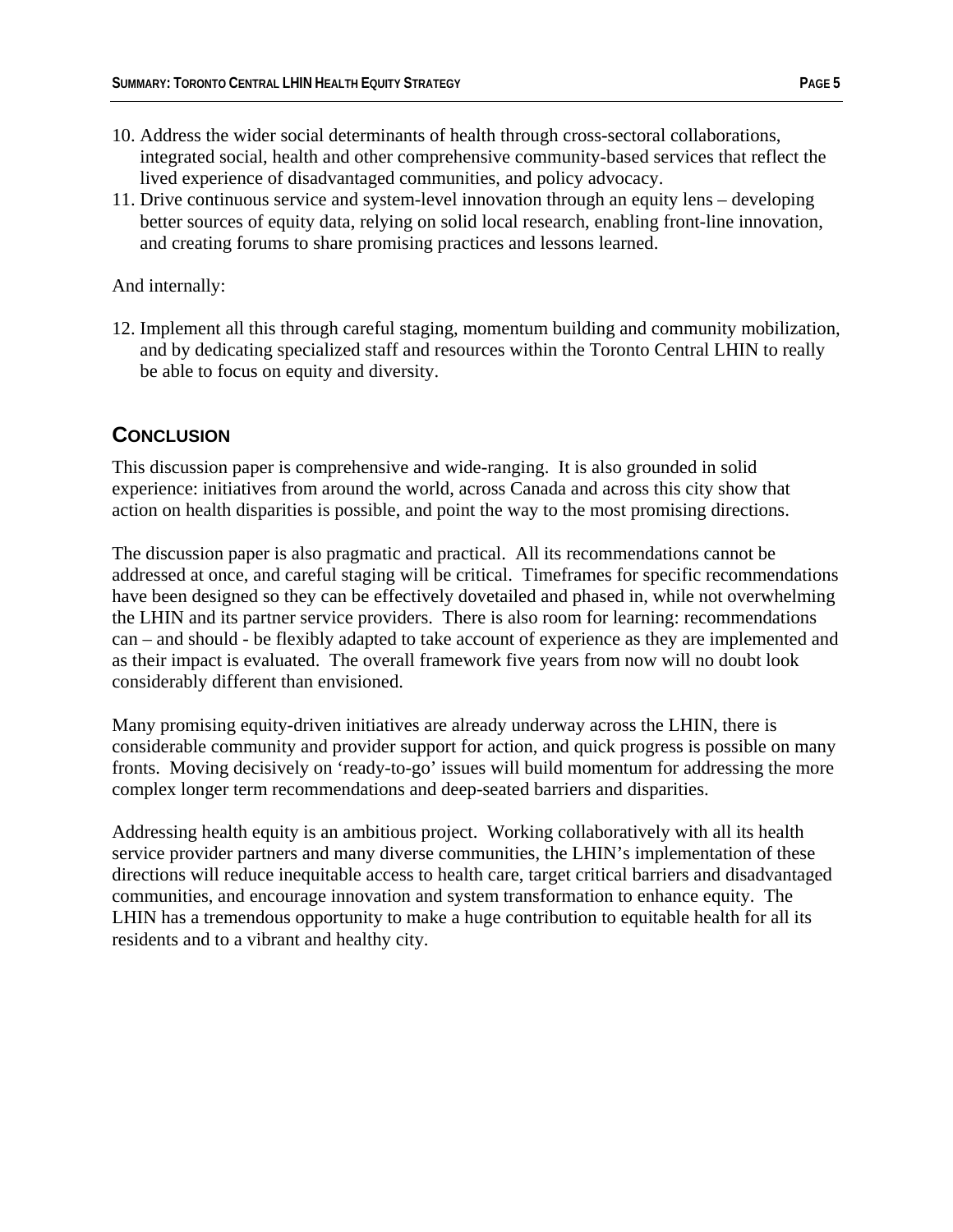10. Address the wider social determinants of health through cross-sectoral collaborations, integrated social, health and other comprehensive community-based services that reflect the lived experience of disadvantaged communities, and policy advocacy.
11. Drive continuous service and system-level innovation through an equity lens – developing better sources of equity data, relying on solid local research, enabling front-line innovation, and creating forums to share promising practices and lessons learned.

And internally:

12. Implement all this through careful staging, momentum building and community mobilization, and by dedicating specialized staff and resources within the Toronto Central LHIN to really be able to focus on equity and diversity.

## CONCLUSION

This discussion paper is comprehensive and wide-ranging. It is also grounded in solid experience: initiatives from around the world, across Canada and across this city show that action on health disparities is possible, and point the way to the most promising directions.

The discussion paper is also pragmatic and practical. All its recommendations cannot be addressed at once, and careful staging will be critical. Timeframes for specific recommendations have been designed so they can be effectively dovetailed and phased in, while not overwhelming the LHIN and its partner service providers. There is also room for learning: recommendations can – and should - be flexibly adapted to take account of experience as they are implemented and as their impact is evaluated. The overall framework five years from now will no doubt look considerably different than envisioned.

Many promising equity-driven initiatives are already underway across the LHIN, there is considerable community and provider support for action, and quick progress is possible on many fronts. Moving decisively on 'ready-to-go' issues will build momentum for addressing the more complex longer term recommendations and deep-seated barriers and disparities.

Addressing health equity is an ambitious project. Working collaboratively with all its health service provider partners and many diverse communities, the LHIN's implementation of these directions will reduce inequitable access to health care, target critical barriers and disadvantaged communities, and encourage innovation and system transformation to enhance equity. The LHIN has a tremendous opportunity to make a huge contribution to equitable health for all its residents and to a vibrant and healthy city.